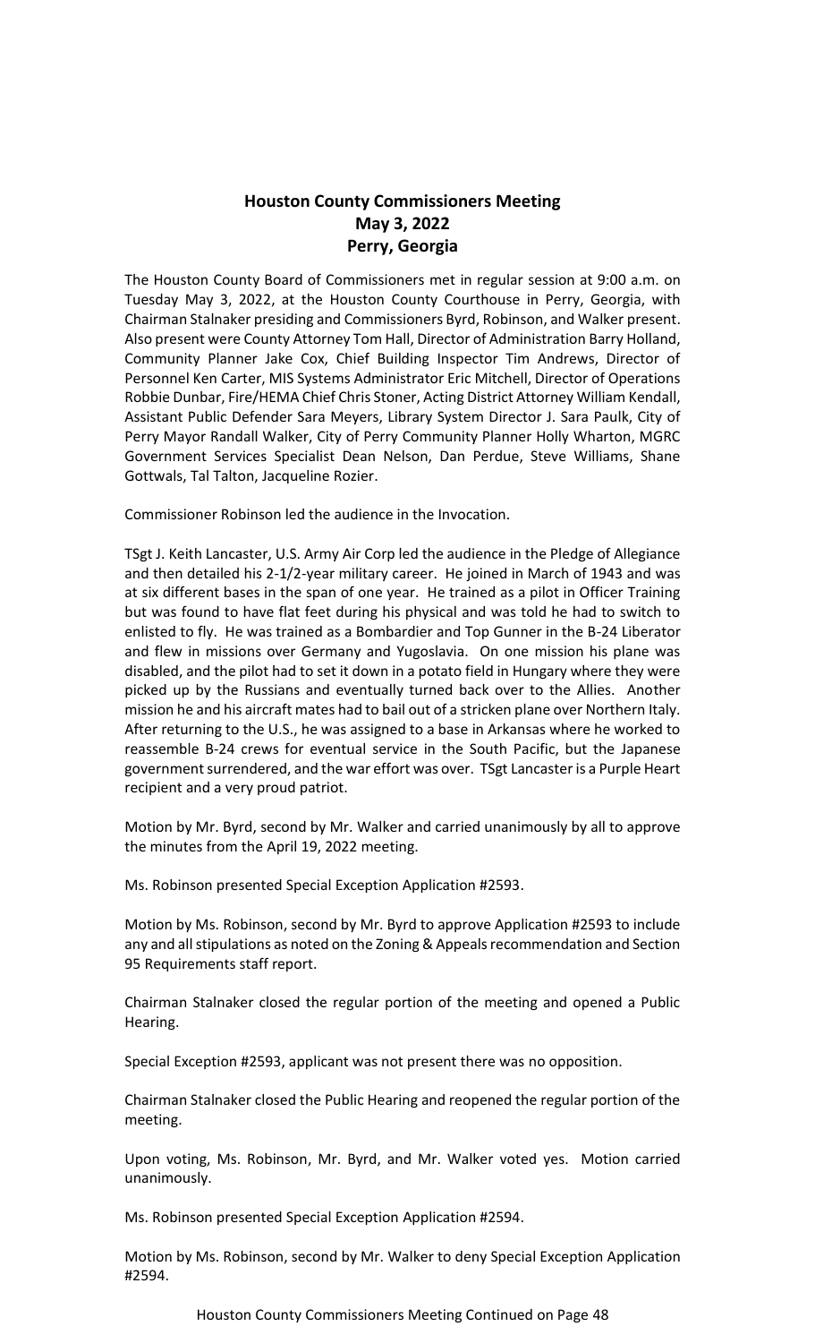# Houston County Commissioners Meeting
## May 3, 2022
## Perry, Georgia

The Houston County Board of Commissioners met in regular session at 9:00 a.m. on Tuesday May 3, 2022, at the Houston County Courthouse in Perry, Georgia, with Chairman Stalnaker presiding and Commissioners Byrd, Robinson, and Walker present. Also present were County Attorney Tom Hall, Director of Administration Barry Holland, Community Planner Jake Cox, Chief Building Inspector Tim Andrews, Director of Personnel Ken Carter, MIS Systems Administrator Eric Mitchell, Director of Operations Robbie Dunbar, Fire/HEMA Chief Chris Stoner, Acting District Attorney William Kendall, Assistant Public Defender Sara Meyers, Library System Director J. Sara Paulk, City of Perry Mayor Randall Walker, City of Perry Community Planner Holly Wharton, MGRC Government Services Specialist Dean Nelson, Dan Perdue, Steve Williams, Shane Gottwals, Tal Talton, Jacqueline Rozier.

Commissioner Robinson led the audience in the Invocation.

TSgt J. Keith Lancaster, U.S. Army Air Corp led the audience in the Pledge of Allegiance and then detailed his 2-1/2-year military career. He joined in March of 1943 and was at six different bases in the span of one year. He trained as a pilot in Officer Training but was found to have flat feet during his physical and was told he had to switch to enlisted to fly. He was trained as a Bombardier and Top Gunner in the B-24 Liberator and flew in missions over Germany and Yugoslavia. On one mission his plane was disabled, and the pilot had to set it down in a potato field in Hungary where they were picked up by the Russians and eventually turned back over to the Allies. Another mission he and his aircraft mates had to bail out of a stricken plane over Northern Italy. After returning to the U.S., he was assigned to a base in Arkansas where he worked to reassemble B-24 crews for eventual service in the South Pacific, but the Japanese government surrendered, and the war effort was over. TSgt Lancaster is a Purple Heart recipient and a very proud patriot.

Motion by Mr. Byrd, second by Mr. Walker and carried unanimously by all to approve the minutes from the April 19, 2022 meeting.

Ms. Robinson presented Special Exception Application #2593.

Motion by Ms. Robinson, second by Mr. Byrd to approve Application #2593 to include any and all stipulations as noted on the Zoning & Appeals recommendation and Section 95 Requirements staff report.

Chairman Stalnaker closed the regular portion of the meeting and opened a Public Hearing.

Special Exception #2593, applicant was not present there was no opposition.

Chairman Stalnaker closed the Public Hearing and reopened the regular portion of the meeting.

Upon voting, Ms. Robinson, Mr. Byrd, and Mr. Walker voted yes. Motion carried unanimously.

Ms. Robinson presented Special Exception Application #2594.

Motion by Ms. Robinson, second by Mr. Walker to deny Special Exception Application #2594.

Houston County Commissioners Meeting Continued on Page 48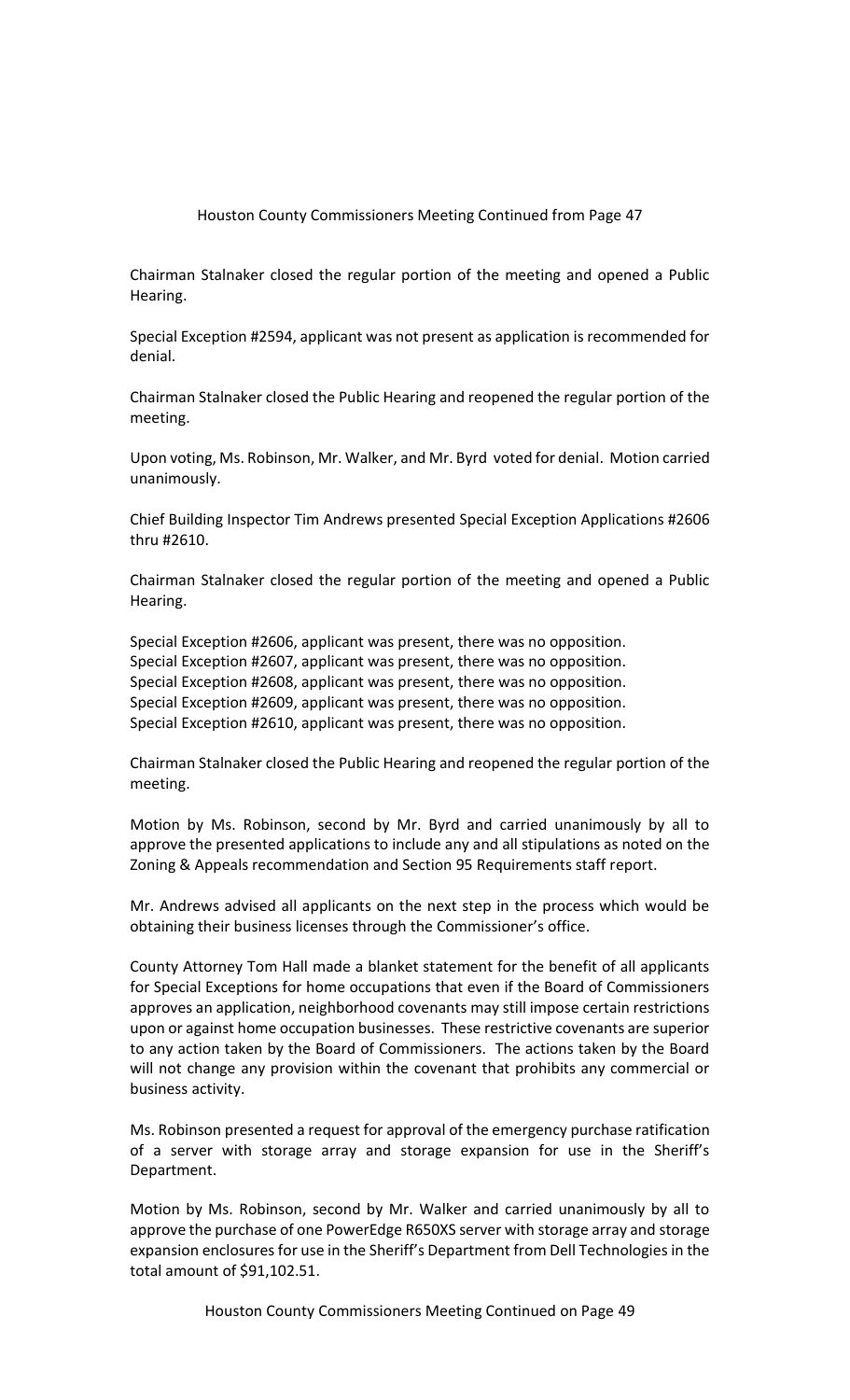Houston County Commissioners Meeting Continued from Page 47

Chairman Stalnaker closed the regular portion of the meeting and opened a Public Hearing.

Special Exception #2594, applicant was not present as application is recommended for denial.

Chairman Stalnaker closed the Public Hearing and reopened the regular portion of the meeting.

Upon voting, Ms. Robinson, Mr. Walker, and Mr. Byrd voted for denial. Motion carried unanimously.

Chief Building Inspector Tim Andrews presented Special Exception Applications #2606 thru #2610.

Chairman Stalnaker closed the regular portion of the meeting and opened a Public Hearing.

Special Exception #2606, applicant was present, there was no opposition.
Special Exception #2607, applicant was present, there was no opposition.
Special Exception #2608, applicant was present, there was no opposition.
Special Exception #2609, applicant was present, there was no opposition.
Special Exception #2610, applicant was present, there was no opposition.

Chairman Stalnaker closed the Public Hearing and reopened the regular portion of the meeting.

Motion by Ms. Robinson, second by Mr. Byrd and carried unanimously by all to approve the presented applications to include any and all stipulations as noted on the Zoning & Appeals recommendation and Section 95 Requirements staff report.

Mr. Andrews advised all applicants on the next step in the process which would be obtaining their business licenses through the Commissioner's office.

County Attorney Tom Hall made a blanket statement for the benefit of all applicants for Special Exceptions for home occupations that even if the Board of Commissioners approves an application, neighborhood covenants may still impose certain restrictions upon or against home occupation businesses. These restrictive covenants are superior to any action taken by the Board of Commissioners. The actions taken by the Board will not change any provision within the covenant that prohibits any commercial or business activity.

Ms. Robinson presented a request for approval of the emergency purchase ratification of a server with storage array and storage expansion for use in the Sheriff's Department.

Motion by Ms. Robinson, second by Mr. Walker and carried unanimously by all to approve the purchase of one PowerEdge R650XS server with storage array and storage expansion enclosures for use in the Sheriff's Department from Dell Technologies in the total amount of $91,102.51.

Houston County Commissioners Meeting Continued on Page 49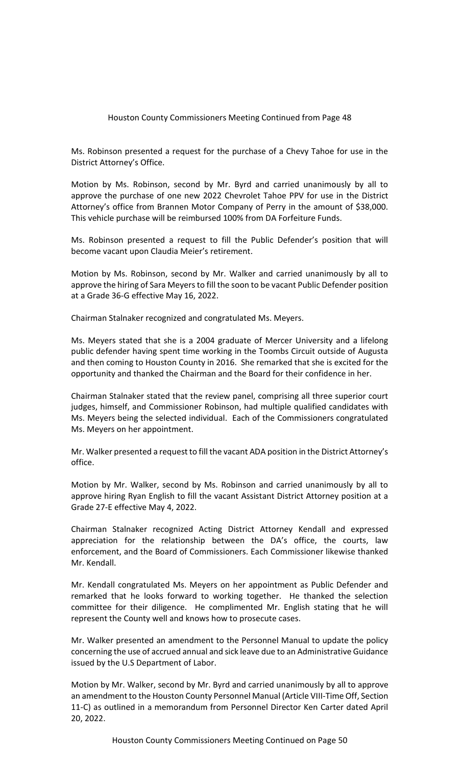Houston County Commissioners Meeting Continued from Page 48

Ms. Robinson presented a request for the purchase of a Chevy Tahoe for use in the District Attorney's Office.

Motion by Ms. Robinson, second by Mr. Byrd and carried unanimously by all to approve the purchase of one new 2022 Chevrolet Tahoe PPV for use in the District Attorney's office from Brannen Motor Company of Perry in the amount of $38,000. This vehicle purchase will be reimbursed 100% from DA Forfeiture Funds.

Ms. Robinson presented a request to fill the Public Defender's position that will become vacant upon Claudia Meier's retirement.

Motion by Ms. Robinson, second by Mr. Walker and carried unanimously by all to approve the hiring of Sara Meyers to fill the soon to be vacant Public Defender position at a Grade 36-G effective May 16, 2022.

Chairman Stalnaker recognized and congratulated Ms. Meyers.

Ms. Meyers stated that she is a 2004 graduate of Mercer University and a lifelong public defender having spent time working in the Toombs Circuit outside of Augusta and then coming to Houston County in 2016. She remarked that she is excited for the opportunity and thanked the Chairman and the Board for their confidence in her.

Chairman Stalnaker stated that the review panel, comprising all three superior court judges, himself, and Commissioner Robinson, had multiple qualified candidates with Ms. Meyers being the selected individual. Each of the Commissioners congratulated Ms. Meyers on her appointment.

Mr. Walker presented a request to fill the vacant ADA position in the District Attorney's office.

Motion by Mr. Walker, second by Ms. Robinson and carried unanimously by all to approve hiring Ryan English to fill the vacant Assistant District Attorney position at a Grade 27-E effective May 4, 2022.

Chairman Stalnaker recognized Acting District Attorney Kendall and expressed appreciation for the relationship between the DA's office, the courts, law enforcement, and the Board of Commissioners. Each Commissioner likewise thanked Mr. Kendall.

Mr. Kendall congratulated Ms. Meyers on her appointment as Public Defender and remarked that he looks forward to working together. He thanked the selection committee for their diligence. He complimented Mr. English stating that he will represent the County well and knows how to prosecute cases.

Mr. Walker presented an amendment to the Personnel Manual to update the policy concerning the use of accrued annual and sick leave due to an Administrative Guidance issued by the U.S Department of Labor.

Motion by Mr. Walker, second by Mr. Byrd and carried unanimously by all to approve an amendment to the Houston County Personnel Manual (Article VIII-Time Off, Section 11-C) as outlined in a memorandum from Personnel Director Ken Carter dated April 20, 2022.

Houston County Commissioners Meeting Continued on Page 50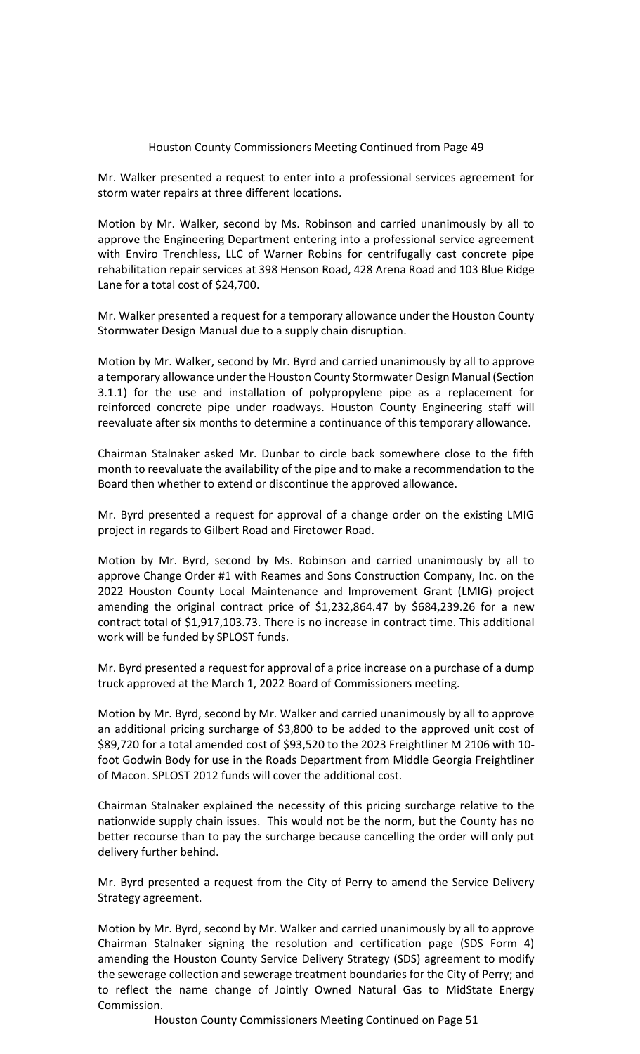Houston County Commissioners Meeting Continued from Page 49

Mr. Walker presented a request to enter into a professional services agreement for storm water repairs at three different locations.

Motion by Mr. Walker, second by Ms. Robinson and carried unanimously by all to approve the Engineering Department entering into a professional service agreement with Enviro Trenchless, LLC of Warner Robins for centrifugally cast concrete pipe rehabilitation repair services at 398 Henson Road, 428 Arena Road and 103 Blue Ridge Lane for a total cost of $24,700.

Mr. Walker presented a request for a temporary allowance under the Houston County Stormwater Design Manual due to a supply chain disruption.

Motion by Mr. Walker, second by Mr. Byrd and carried unanimously by all to approve a temporary allowance under the Houston County Stormwater Design Manual (Section 3.1.1) for the use and installation of polypropylene pipe as a replacement for reinforced concrete pipe under roadways. Houston County Engineering staff will reevaluate after six months to determine a continuance of this temporary allowance.

Chairman Stalnaker asked Mr. Dunbar to circle back somewhere close to the fifth month to reevaluate the availability of the pipe and to make a recommendation to the Board then whether to extend or discontinue the approved allowance.

Mr. Byrd presented a request for approval of a change order on the existing LMIG project in regards to Gilbert Road and Firetower Road.

Motion by Mr. Byrd, second by Ms. Robinson and carried unanimously by all to approve Change Order #1 with Reames and Sons Construction Company, Inc. on the 2022 Houston County Local Maintenance and Improvement Grant (LMIG) project amending the original contract price of $1,232,864.47 by $684,239.26 for a new contract total of $1,917,103.73. There is no increase in contract time. This additional work will be funded by SPLOST funds.

Mr. Byrd presented a request for approval of a price increase on a purchase of a dump truck approved at the March 1, 2022 Board of Commissioners meeting.

Motion by Mr. Byrd, second by Mr. Walker and carried unanimously by all to approve an additional pricing surcharge of $3,800 to be added to the approved unit cost of $89,720 for a total amended cost of $93,520 to the 2023 Freightliner M 2106 with 10-foot Godwin Body for use in the Roads Department from Middle Georgia Freightliner of Macon. SPLOST 2012 funds will cover the additional cost.

Chairman Stalnaker explained the necessity of this pricing surcharge relative to the nationwide supply chain issues. This would not be the norm, but the County has no better recourse than to pay the surcharge because cancelling the order will only put delivery further behind.

Mr. Byrd presented a request from the City of Perry to amend the Service Delivery Strategy agreement.

Motion by Mr. Byrd, second by Mr. Walker and carried unanimously by all to approve Chairman Stalnaker signing the resolution and certification page (SDS Form 4) amending the Houston County Service Delivery Strategy (SDS) agreement to modify the sewerage collection and sewerage treatment boundaries for the City of Perry; and to reflect the name change of Jointly Owned Natural Gas to MidState Energy Commission.

Houston County Commissioners Meeting Continued on Page 51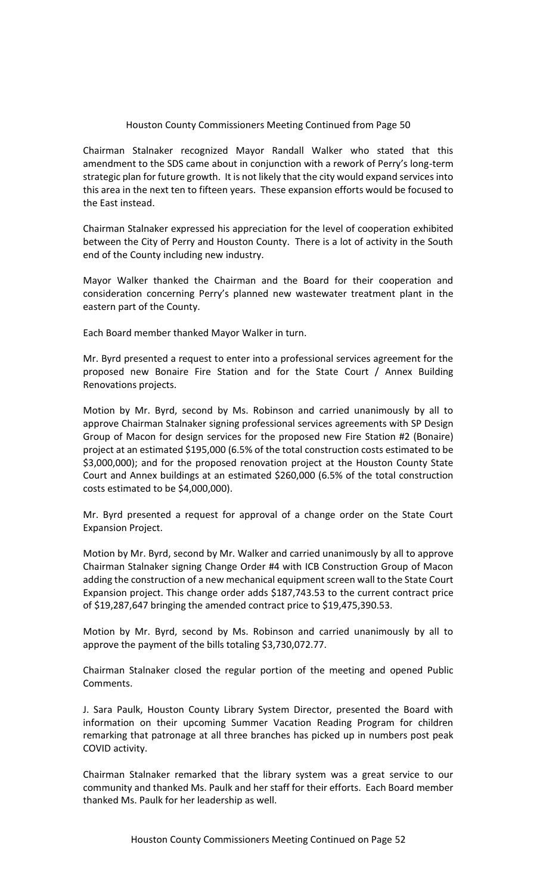Chairman Stalnaker recognized Mayor Randall Walker who stated that this amendment to the SDS came about in conjunction with a rework of Perry's long-term strategic plan for future growth. It is not likely that the city would expand services into this area in the next ten to fifteen years. These expansion efforts would be focused to the East instead.

Chairman Stalnaker expressed his appreciation for the level of cooperation exhibited between the City of Perry and Houston County. There is a lot of activity in the South end of the County including new industry.

Mayor Walker thanked the Chairman and the Board for their cooperation and consideration concerning Perry's planned new wastewater treatment plant in the eastern part of the County.

Each Board member thanked Mayor Walker in turn.

Mr. Byrd presented a request to enter into a professional services agreement for the proposed new Bonaire Fire Station and for the State Court / Annex Building Renovations projects.

Motion by Mr. Byrd, second by Ms. Robinson and carried unanimously by all to approve Chairman Stalnaker signing professional services agreements with SP Design Group of Macon for design services for the proposed new Fire Station #2 (Bonaire) project at an estimated $195,000 (6.5% of the total construction costs estimated to be $3,000,000); and for the proposed renovation project at the Houston County State Court and Annex buildings at an estimated $260,000 (6.5% of the total construction costs estimated to be $4,000,000).

Mr. Byrd presented a request for approval of a change order on the State Court Expansion Project.

Motion by Mr. Byrd, second by Mr. Walker and carried unanimously by all to approve Chairman Stalnaker signing Change Order #4 with ICB Construction Group of Macon adding the construction of a new mechanical equipment screen wall to the State Court Expansion project. This change order adds $187,743.53 to the current contract price of $19,287,647 bringing the amended contract price to $19,475,390.53.

Motion by Mr. Byrd, second by Ms. Robinson and carried unanimously by all to approve the payment of the bills totaling $3,730,072.77.

Chairman Stalnaker closed the regular portion of the meeting and opened Public Comments.

J. Sara Paulk, Houston County Library System Director, presented the Board with information on their upcoming Summer Vacation Reading Program for children remarking that patronage at all three branches has picked up in numbers post peak COVID activity.

Chairman Stalnaker remarked that the library system was a great service to our community and thanked Ms. Paulk and her staff for their efforts. Each Board member thanked Ms. Paulk for her leadership as well.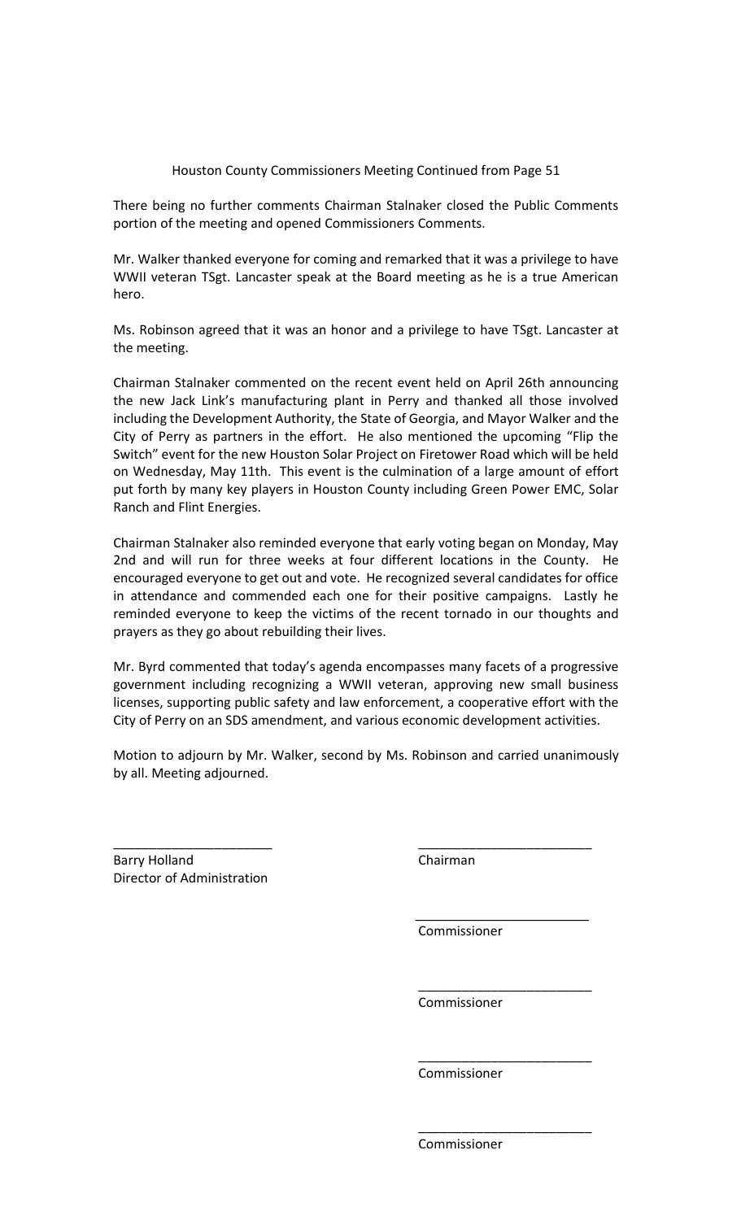Houston County Commissioners Meeting Continued from Page 51

There being no further comments Chairman Stalnaker closed the Public Comments portion of the meeting and opened Commissioners Comments.

Mr. Walker thanked everyone for coming and remarked that it was a privilege to have WWII veteran TSgt. Lancaster speak at the Board meeting as he is a true American hero.

Ms. Robinson agreed that it was an honor and a privilege to have TSgt. Lancaster at the meeting.

Chairman Stalnaker commented on the recent event held on April 26th announcing the new Jack Link's manufacturing plant in Perry and thanked all those involved including the Development Authority, the State of Georgia, and Mayor Walker and the City of Perry as partners in the effort. He also mentioned the upcoming "Flip the Switch" event for the new Houston Solar Project on Firetower Road which will be held on Wednesday, May 11th. This event is the culmination of a large amount of effort put forth by many key players in Houston County including Green Power EMC, Solar Ranch and Flint Energies.

Chairman Stalnaker also reminded everyone that early voting began on Monday, May 2nd and will run for three weeks at four different locations in the County. He encouraged everyone to get out and vote. He recognized several candidates for office in attendance and commended each one for their positive campaigns. Lastly he reminded everyone to keep the victims of the recent tornado in our thoughts and prayers as they go about rebuilding their lives.

Mr. Byrd commented that today's agenda encompasses many facets of a progressive government including recognizing a WWII veteran, approving new small business licenses, supporting public safety and law enforcement, a cooperative effort with the City of Perry on an SDS amendment, and various economic development activities.

Motion to adjourn by Mr. Walker, second by Ms. Robinson and carried unanimously by all. Meeting adjourned.

______________________
Barry Holland
Director of Administration

______________________
Chairman

______________________
Commissioner

______________________
Commissioner

______________________
Commissioner

______________________
Commissioner